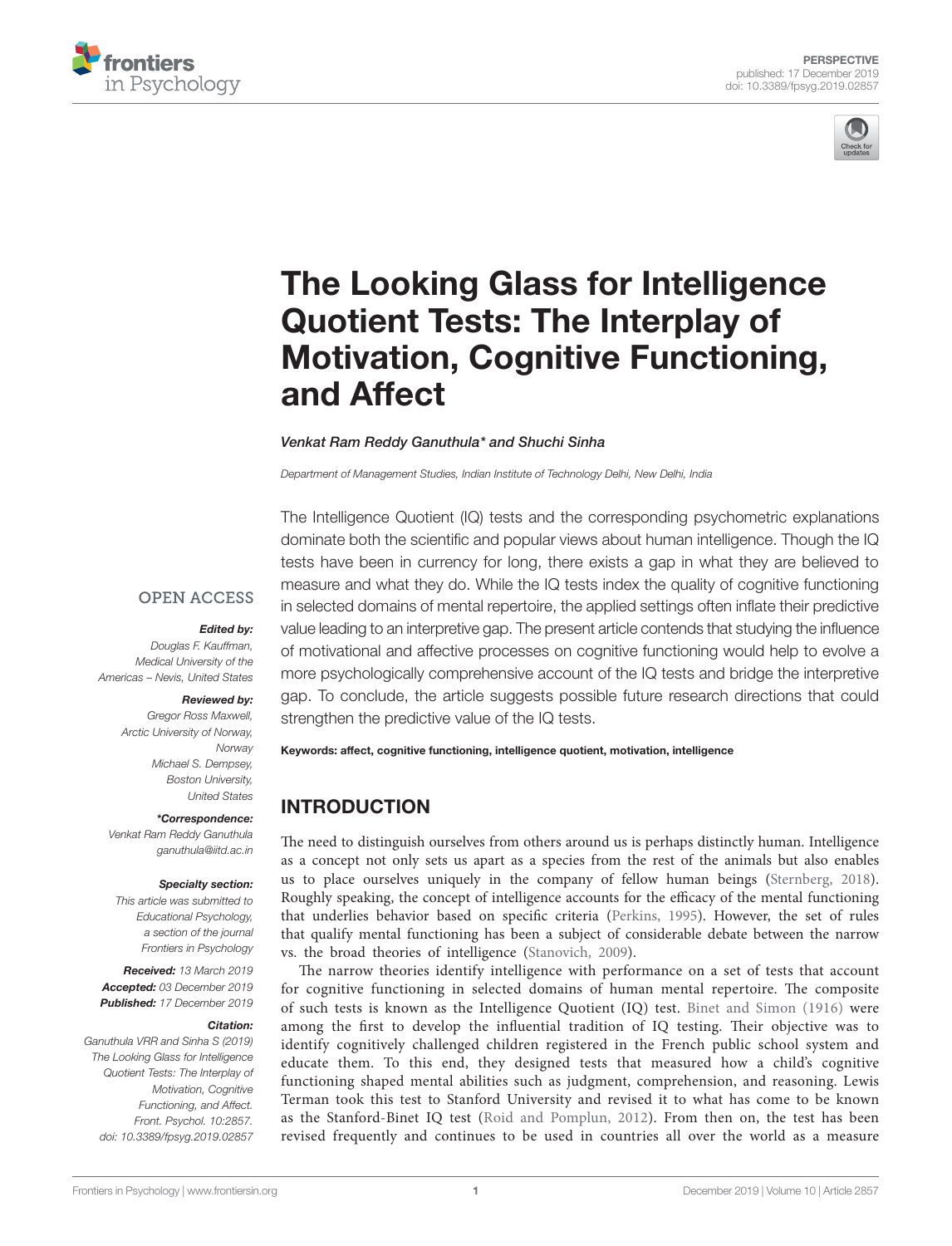PERSPECTIVE
published: 17 December 2019
doi: 10.3389/fpsyg.2019.02857

# The Looking Glass for Intelligence Quotient Tests: The Interplay of Motivation, Cognitive Functioning, and Affect

*Venkat Ram Reddy Ganuthula\* and Shuchi Sinha*

*Department of Management Studies, Indian Institute of Technology Delhi, New Delhi, India*

The Intelligence Quotient (IQ) tests and the corresponding psychometric explanations dominate both the scientific and popular views about human intelligence. Though the IQ tests have been in currency for long, there exists a gap in what they are believed to measure and what they do. While the IQ tests index the quality of cognitive functioning in selected domains of mental repertoire, the applied settings often inflate their predictive value leading to an interpretive gap. The present article contends that studying the influence of motivational and affective processes on cognitive functioning would help to evolve a more psychologically comprehensive account of the IQ tests and bridge the interpretive gap. To conclude, the article suggests possible future research directions that could strengthen the predictive value of the IQ tests.

**Keywords: affect, cognitive functioning, intelligence quotient, motivation, intelligence**

OPEN ACCESS

***Edited by:***
*Douglas F. Kauffman, Medical University of the Americas – Nevis, United States*

***Reviewed by:***
*Gregor Ross Maxwell, Arctic University of Norway, Norway*
*Michael S. Dempsey, Boston University, United States*

***\*Correspondence:***
*Venkat Ram Reddy Ganuthula*
*ganuthula@iitd.ac.in*

***Specialty section:***
*This article was submitted to Educational Psychology, a section of the journal Frontiers in Psychology*

***Received:*** *13 March 2019*
***Accepted:*** *03 December 2019*
***Published:*** *17 December 2019*

***Citation:***
*Ganuthula VRR and Sinha S (2019) The Looking Glass for Intelligence Quotient Tests: The Interplay of Motivation, Cognitive Functioning, and Affect. Front. Psychol. 10:2857. doi: 10.3389/fpsyg.2019.02857*

## INTRODUCTION

The need to distinguish ourselves from others around us is perhaps distinctly human. Intelligence as a concept not only sets us apart as a species from the rest of the animals but also enables us to place ourselves uniquely in the company of fellow human beings (Sternberg, 2018). Roughly speaking, the concept of intelligence accounts for the efficacy of the mental functioning that underlies behavior based on specific criteria (Perkins, 1995). However, the set of rules that qualify mental functioning has been a subject of considerable debate between the narrow vs. the broad theories of intelligence (Stanovich, 2009).

The narrow theories identify intelligence with performance on a set of tests that account for cognitive functioning in selected domains of human mental repertoire. The composite of such tests is known as the Intelligence Quotient (IQ) test. Binet and Simon (1916) were among the first to develop the influential tradition of IQ testing. Their objective was to identify cognitively challenged children registered in the French public school system and educate them. To this end, they designed tests that measured how a child's cognitive functioning shaped mental abilities such as judgment, comprehension, and reasoning. Lewis Terman took this test to Stanford University and revised it to what has come to be known as the Stanford-Binet IQ test (Roid and Pomplun, 2012). From then on, the test has been revised frequently and continues to be used in countries all over the world as a measure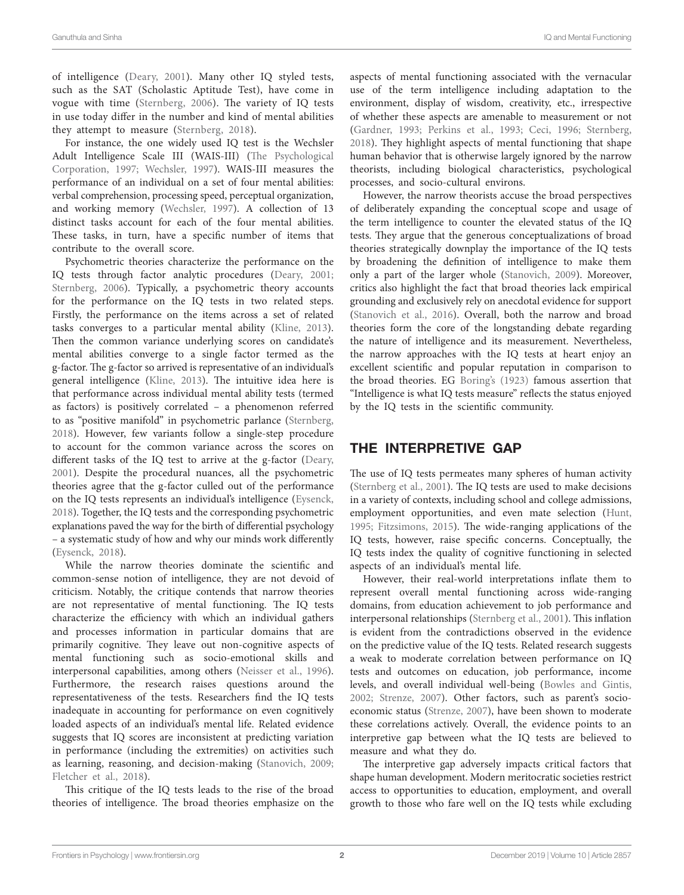of intelligence (Deary, 2001). Many other IQ styled tests, such as the SAT (Scholastic Aptitude Test), have come in vogue with time (Sternberg, 2006). The variety of IQ tests in use today differ in the number and kind of mental abilities they attempt to measure (Sternberg, 2018).

For instance, the one widely used IQ test is the Wechsler Adult Intelligence Scale III (WAIS-III) (The Psychological Corporation, 1997; Wechsler, 1997). WAIS-III measures the performance of an individual on a set of four mental abilities: verbal comprehension, processing speed, perceptual organization, and working memory (Wechsler, 1997). A collection of 13 distinct tasks account for each of the four mental abilities. These tasks, in turn, have a specific number of items that contribute to the overall score.

Psychometric theories characterize the performance on the IQ tests through factor analytic procedures (Deary, 2001; Sternberg, 2006). Typically, a psychometric theory accounts for the performance on the IQ tests in two related steps. Firstly, the performance on the items across a set of related tasks converges to a particular mental ability (Kline, 2013). Then the common variance underlying scores on candidate's mental abilities converge to a single factor termed as the g-factor. The g-factor so arrived is representative of an individual's general intelligence (Kline, 2013). The intuitive idea here is that performance across individual mental ability tests (termed as factors) is positively correlated – a phenomenon referred to as "positive manifold" in psychometric parlance (Sternberg, 2018). However, few variants follow a single-step procedure to account for the common variance across the scores on different tasks of the IQ test to arrive at the g-factor (Deary, 2001). Despite the procedural nuances, all the psychometric theories agree that the g-factor culled out of the performance on the IQ tests represents an individual's intelligence (Eysenck, 2018). Together, the IQ tests and the corresponding psychometric explanations paved the way for the birth of differential psychology – a systematic study of how and why our minds work differently (Eysenck, 2018).

While the narrow theories dominate the scientific and common-sense notion of intelligence, they are not devoid of criticism. Notably, the critique contends that narrow theories are not representative of mental functioning. The IQ tests characterize the efficiency with which an individual gathers and processes information in particular domains that are primarily cognitive. They leave out non-cognitive aspects of mental functioning such as socio-emotional skills and interpersonal capabilities, among others (Neisser et al., 1996). Furthermore, the research raises questions around the representativeness of the tests. Researchers find the IQ tests inadequate in accounting for performance on even cognitively loaded aspects of an individual's mental life. Related evidence suggests that IQ scores are inconsistent at predicting variation in performance (including the extremities) on activities such as learning, reasoning, and decision-making (Stanovich, 2009; Fletcher et al., 2018).

This critique of the IQ tests leads to the rise of the broad theories of intelligence. The broad theories emphasize on the aspects of mental functioning associated with the vernacular use of the term intelligence including adaptation to the environment, display of wisdom, creativity, etc., irrespective of whether these aspects are amenable to measurement or not (Gardner, 1993; Perkins et al., 1993; Ceci, 1996; Sternberg, 2018). They highlight aspects of mental functioning that shape human behavior that is otherwise largely ignored by the narrow theorists, including biological characteristics, psychological processes, and socio-cultural environs.

However, the narrow theorists accuse the broad perspectives of deliberately expanding the conceptual scope and usage of the term intelligence to counter the elevated status of the IQ tests. They argue that the generous conceptualizations of broad theories strategically downplay the importance of the IQ tests by broadening the definition of intelligence to make them only a part of the larger whole (Stanovich, 2009). Moreover, critics also highlight the fact that broad theories lack empirical grounding and exclusively rely on anecdotal evidence for support (Stanovich et al., 2016). Overall, both the narrow and broad theories form the core of the longstanding debate regarding the nature of intelligence and its measurement. Nevertheless, the narrow approaches with the IQ tests at heart enjoy an excellent scientific and popular reputation in comparison to the broad theories. EG Boring's (1923) famous assertion that "Intelligence is what IQ tests measure" reflects the status enjoyed by the IQ tests in the scientific community.

## THE INTERPRETIVE GAP

The use of IQ tests permeates many spheres of human activity (Sternberg et al., 2001). The IQ tests are used to make decisions in a variety of contexts, including school and college admissions, employment opportunities, and even mate selection (Hunt, 1995; Fitzsimons, 2015). The wide-ranging applications of the IQ tests, however, raise specific concerns. Conceptually, the IQ tests index the quality of cognitive functioning in selected aspects of an individual's mental life.

However, their real-world interpretations inflate them to represent overall mental functioning across wide-ranging domains, from education achievement to job performance and interpersonal relationships (Sternberg et al., 2001). This inflation is evident from the contradictions observed in the evidence on the predictive value of the IQ tests. Related research suggests a weak to moderate correlation between performance on IQ tests and outcomes on education, job performance, income levels, and overall individual well-being (Bowles and Gintis, 2002; Strenze, 2007). Other factors, such as parent's socio-economic status (Strenze, 2007), have been shown to moderate these correlations actively. Overall, the evidence points to an interpretive gap between what the IQ tests are believed to measure and what they do.

The interpretive gap adversely impacts critical factors that shape human development. Modern meritocratic societies restrict access to opportunities to education, employment, and overall growth to those who fare well on the IQ tests while excluding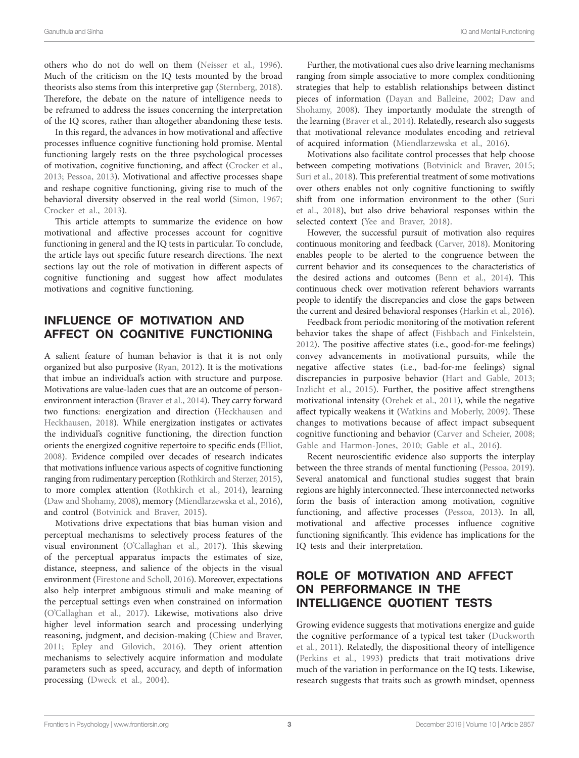others who do not do well on them (Neisser et al., 1996). Much of the criticism on the IQ tests mounted by the broad theorists also stems from this interpretive gap (Sternberg, 2018). Therefore, the debate on the nature of intelligence needs to be reframed to address the issues concerning the interpretation of the IQ scores, rather than altogether abandoning these tests.

In this regard, the advances in how motivational and affective processes influence cognitive functioning hold promise. Mental functioning largely rests on the three psychological processes of motivation, cognitive functioning, and affect (Crocker et al., 2013; Pessoa, 2013). Motivational and affective processes shape and reshape cognitive functioning, giving rise to much of the behavioral diversity observed in the real world (Simon, 1967; Crocker et al., 2013).

This article attempts to summarize the evidence on how motivational and affective processes account for cognitive functioning in general and the IQ tests in particular. To conclude, the article lays out specific future research directions. The next sections lay out the role of motivation in different aspects of cognitive functioning and suggest how affect modulates motivations and cognitive functioning.

## INFLUENCE OF MOTIVATION AND AFFECT ON COGNITIVE FUNCTIONING

A salient feature of human behavior is that it is not only organized but also purposive (Ryan, 2012). It is the motivations that imbue an individual's action with structure and purpose. Motivations are value-laden cues that are an outcome of person-environment interaction (Braver et al., 2014). They carry forward two functions: energization and direction (Heckhausen and Heckhausen, 2018). While energization instigates or activates the individual's cognitive functioning, the direction function orients the energized cognitive repertoire to specific ends (Elliot, 2008). Evidence compiled over decades of research indicates that motivations influence various aspects of cognitive functioning ranging from rudimentary perception (Rothkirch and Sterzer, 2015), to more complex attention (Rothkirch et al., 2014), learning (Daw and Shohamy, 2008), memory (Miendlarzewska et al., 2016), and control (Botvinick and Braver, 2015).

Motivations drive expectations that bias human vision and perceptual mechanisms to selectively process features of the visual environment (O'Callaghan et al., 2017). This skewing of the perceptual apparatus impacts the estimates of size, distance, steepness, and salience of the objects in the visual environment (Firestone and Scholl, 2016). Moreover, expectations also help interpret ambiguous stimuli and make meaning of the perceptual settings even when constrained on information (O'Callaghan et al., 2017). Likewise, motivations also drive higher level information search and processing underlying reasoning, judgment, and decision-making (Chiew and Braver, 2011; Epley and Gilovich, 2016). They orient attention mechanisms to selectively acquire information and modulate parameters such as speed, accuracy, and depth of information processing (Dweck et al., 2004).

Further, the motivational cues also drive learning mechanisms ranging from simple associative to more complex conditioning strategies that help to establish relationships between distinct pieces of information (Dayan and Balleine, 2002; Daw and Shohamy, 2008). They importantly modulate the strength of the learning (Braver et al., 2014). Relatedly, research also suggests that motivational relevance modulates encoding and retrieval of acquired information (Miendlarzewska et al., 2016).

Motivations also facilitate control processes that help choose between competing motivations (Botvinick and Braver, 2015; Suri et al., 2018). This preferential treatment of some motivations over others enables not only cognitive functioning to swiftly shift from one information environment to the other (Suri et al., 2018), but also drive behavioral responses within the selected context (Yee and Braver, 2018).

However, the successful pursuit of motivation also requires continuous monitoring and feedback (Carver, 2018). Monitoring enables people to be alerted to the congruence between the current behavior and its consequences to the characteristics of the desired actions and outcomes (Benn et al., 2014). This continuous check over motivation referent behaviors warrants people to identify the discrepancies and close the gaps between the current and desired behavioral responses (Harkin et al., 2016).

Feedback from periodic monitoring of the motivation referent behavior takes the shape of affect (Fishbach and Finkelstein, 2012). The positive affective states (i.e., good-for-me feelings) convey advancements in motivational pursuits, while the negative affective states (i.e., bad-for-me feelings) signal discrepancies in purposive behavior (Hart and Gable, 2013; Inzlicht et al., 2015). Further, the positive affect strengthens motivational intensity (Orehek et al., 2011), while the negative affect typically weakens it (Watkins and Moberly, 2009). These changes to motivations because of affect impact subsequent cognitive functioning and behavior (Carver and Scheier, 2008; Gable and Harmon-Jones, 2010; Gable et al., 2016).

Recent neuroscientific evidence also supports the interplay between the three strands of mental functioning (Pessoa, 2019). Several anatomical and functional studies suggest that brain regions are highly interconnected. These interconnected networks form the basis of interaction among motivation, cognitive functioning, and affective processes (Pessoa, 2013). In all, motivational and affective processes influence cognitive functioning significantly. This evidence has implications for the IQ tests and their interpretation.

## ROLE OF MOTIVATION AND AFFECT ON PERFORMANCE IN THE INTELLIGENCE QUOTIENT TESTS

Growing evidence suggests that motivations energize and guide the cognitive performance of a typical test taker (Duckworth et al., 2011). Relatedly, the dispositional theory of intelligence (Perkins et al., 1993) predicts that trait motivations drive much of the variation in performance on the IQ tests. Likewise, research suggests that traits such as growth mindset, openness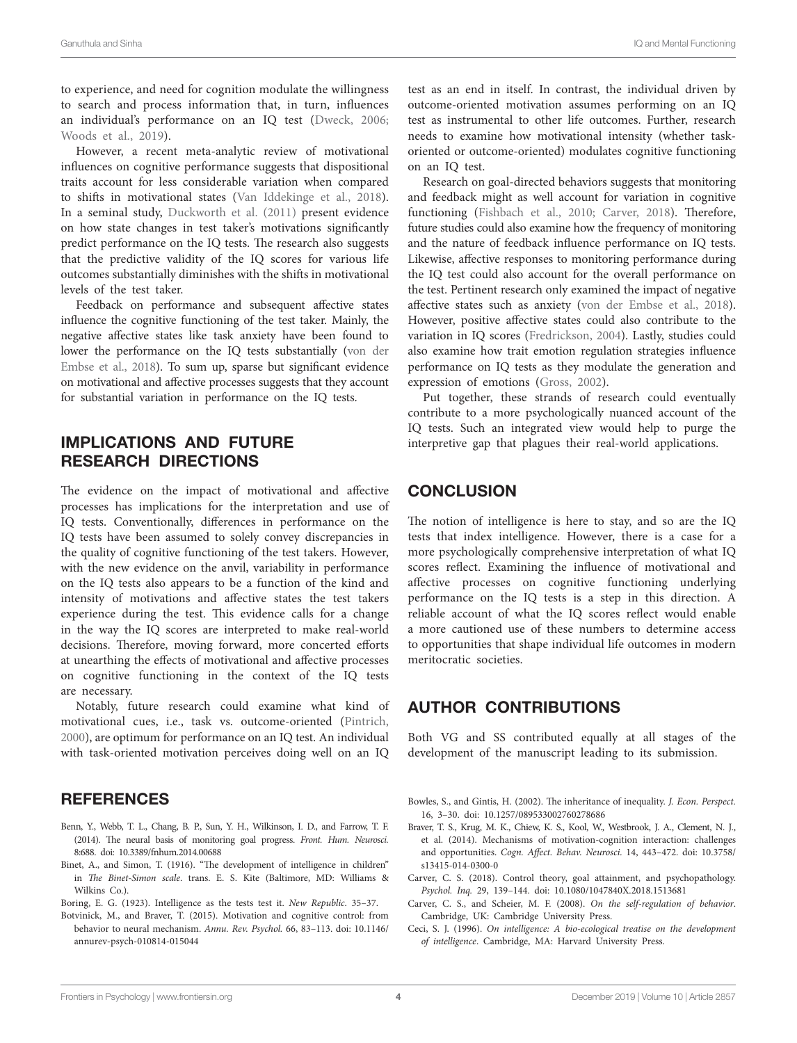to experience, and need for cognition modulate the willingness to search and process information that, in turn, influences an individual's performance on an IQ test (Dweck, 2006; Woods et al., 2019).

However, a recent meta-analytic review of motivational influences on cognitive performance suggests that dispositional traits account for less considerable variation when compared to shifts in motivational states (Van Iddekinge et al., 2018). In a seminal study, Duckworth et al. (2011) present evidence on how state changes in test taker's motivations significantly predict performance on the IQ tests. The research also suggests that the predictive validity of the IQ scores for various life outcomes substantially diminishes with the shifts in motivational levels of the test taker.

Feedback on performance and subsequent affective states influence the cognitive functioning of the test taker. Mainly, the negative affective states like task anxiety have been found to lower the performance on the IQ tests substantially (von der Embse et al., 2018). To sum up, sparse but significant evidence on motivational and affective processes suggests that they account for substantial variation in performance on the IQ tests.

## IMPLICATIONS AND FUTURE RESEARCH DIRECTIONS

The evidence on the impact of motivational and affective processes has implications for the interpretation and use of IQ tests. Conventionally, differences in performance on the IQ tests have been assumed to solely convey discrepancies in the quality of cognitive functioning of the test takers. However, with the new evidence on the anvil, variability in performance on the IQ tests also appears to be a function of the kind and intensity of motivations and affective states the test takers experience during the test. This evidence calls for a change in the way the IQ scores are interpreted to make real-world decisions. Therefore, moving forward, more concerted efforts at unearthing the effects of motivational and affective processes on cognitive functioning in the context of the IQ tests are necessary.

Notably, future research could examine what kind of motivational cues, i.e., task vs. outcome-oriented (Pintrich, 2000), are optimum for performance on an IQ test. An individual with task-oriented motivation perceives doing well on an IQ test as an end in itself. In contrast, the individual driven by outcome-oriented motivation assumes performing on an IQ test as instrumental to other life outcomes. Further, research needs to examine how motivational intensity (whether task-oriented or outcome-oriented) modulates cognitive functioning on an IQ test.

Research on goal-directed behaviors suggests that monitoring and feedback might as well account for variation in cognitive functioning (Fishbach et al., 2010; Carver, 2018). Therefore, future studies could also examine how the frequency of monitoring and the nature of feedback influence performance on IQ tests. Likewise, affective responses to monitoring performance during the IQ test could also account for the overall performance on the test. Pertinent research only examined the impact of negative affective states such as anxiety (von der Embse et al., 2018). However, positive affective states could also contribute to the variation in IQ scores (Fredrickson, 2004). Lastly, studies could also examine how trait emotion regulation strategies influence performance on IQ tests as they modulate the generation and expression of emotions (Gross, 2002).

Put together, these strands of research could eventually contribute to a more psychologically nuanced account of the IQ tests. Such an integrated view would help to purge the interpretive gap that plagues their real-world applications.

## CONCLUSION

The notion of intelligence is here to stay, and so are the IQ tests that index intelligence. However, there is a case for a more psychologically comprehensive interpretation of what IQ scores reflect. Examining the influence of motivational and affective processes on cognitive functioning underlying performance on the IQ tests is a step in this direction. A reliable account of what the IQ scores reflect would enable a more cautioned use of these numbers to determine access to opportunities that shape individual life outcomes in modern meritocratic societies.

## AUTHOR CONTRIBUTIONS

Both VG and SS contributed equally at all stages of the development of the manuscript leading to its submission.

## REFERENCES

Benn, Y., Webb, T. L., Chang, B. P., Sun, Y. H., Wilkinson, I. D., and Farrow, T. F. (2014). The neural basis of monitoring goal progress. *Front. Hum. Neurosci.* 8:688. doi: 10.3389/fnhum.2014.00688

Binet, A., and Simon, T. (1916). "The development of intelligence in children" in *The Binet-Simon scale*. trans. E. S. Kite (Baltimore, MD: Williams & Wilkins Co.).

Boring, E. G. (1923). Intelligence as the tests test it. *New Republic*. 35–37.

Botvinick, M., and Braver, T. (2015). Motivation and cognitive control: from behavior to neural mechanism. *Annu. Rev. Psychol.* 66, 83–113. doi: 10.1146/annurev-psych-010814-015044

Bowles, S., and Gintis, H. (2002). The inheritance of inequality. *J. Econ. Perspect.* 16, 3–30. doi: 10.1257/089533002760278686

Braver, T. S., Krug, M. K., Chiew, K. S., Kool, W., Westbrook, J. A., Clement, N. J., et al. (2014). Mechanisms of motivation-cognition interaction: challenges and opportunities. *Cogn. Affect. Behav. Neurosci.* 14, 443–472. doi: 10.3758/s13415-014-0300-0

Carver, C. S. (2018). Control theory, goal attainment, and psychopathology. *Psychol. Inq.* 29, 139–144. doi: 10.1080/1047840X.2018.1513681

Carver, C. S., and Scheier, M. F. (2008). *On the self-regulation of behavior*. Cambridge, UK: Cambridge University Press.

Ceci, S. J. (1996). *On intelligence: A bio-ecological treatise on the development of intelligence*. Cambridge, MA: Harvard University Press.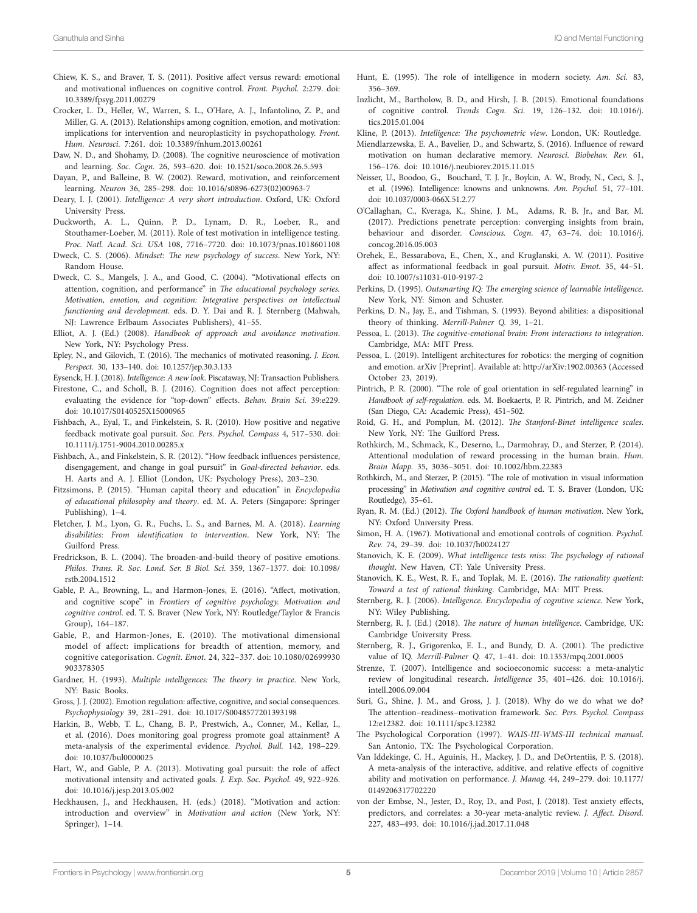Chiew, K. S., and Braver, T. S. (2011). Positive affect versus reward: emotional and motivational influences on cognitive control. *Front. Psychol.* 2:279. doi: 10.3389/fpsyg.2011.00279

Crocker, L. D., Heller, W., Warren, S. L., O'Hare, A. J., Infantolino, Z. P., and Miller, G. A. (2013). Relationships among cognition, emotion, and motivation: implications for intervention and neuroplasticity in psychopathology. *Front. Hum. Neurosci.* 7:261. doi: 10.3389/fnhum.2013.00261

Daw, N. D., and Shohamy, D. (2008). The cognitive neuroscience of motivation and learning. *Soc. Cogn.* 26, 593–620. doi: 10.1521/soco.2008.26.5.593

Dayan, P., and Balleine, B. W. (2002). Reward, motivation, and reinforcement learning. *Neuron* 36, 285–298. doi: 10.1016/s0896-6273(02)00963-7

Deary, I. J. (2001). *Intelligence: A very short introduction*. Oxford, UK: Oxford University Press.

Duckworth, A. L., Quinn, P. D., Lynam, D. R., Loeber, R., and Stouthamer-Loeber, M. (2011). Role of test motivation in intelligence testing. *Proc. Natl. Acad. Sci. USA* 108, 7716–7720. doi: 10.1073/pnas.1018601108

Dweck, C. S. (2006). *Mindset: The new psychology of success*. New York, NY: Random House.

Dweck, C. S., Mangels, J. A., and Good, C. (2004). "Motivational effects on attention, cognition, and performance" in *The educational psychology series. Motivation, emotion, and cognition: Integrative perspectives on intellectual functioning and development*. eds. D. Y. Dai and R. J. Sternberg (Mahwah, NJ: Lawrence Erlbaum Associates Publishers), 41–55.

Elliot, A. J. (Ed.) (2008). *Handbook of approach and avoidance motivation*. New York, NY: Psychology Press.

Epley, N., and Gilovich, T. (2016). The mechanics of motivated reasoning. *J. Econ. Perspect.* 30, 133–140. doi: 10.1257/jep.30.3.133

Eysenck, H. J. (2018). *Intelligence: A new look*. Piscataway, NJ: Transaction Publishers.

Firestone, C., and Scholl, B. J. (2016). Cognition does not affect perception: evaluating the evidence for "top-down" effects. *Behav. Brain Sci.* 39:e229. doi: 10.1017/S0140525X15000965

Fishbach, A., Eyal, T., and Finkelstein, S. R. (2010). How positive and negative feedback motivate goal pursuit. *Soc. Pers. Psychol. Compass* 4, 517–530. doi: 10.1111/j.1751-9004.2010.00285.x

Fishbach, A., and Finkelstein, S. R. (2012). "How feedback influences persistence, disengagement, and change in goal pursuit" in *Goal-directed behavior*. eds. H. Aarts and A. J. Elliot (London, UK: Psychology Press), 203–230.

Fitzsimons, P. (2015). "Human capital theory and education" in *Encyclopedia of educational philosophy and theory*. ed. M. A. Peters (Singapore: Springer Publishing), 1–4.

Fletcher, J. M., Lyon, G. R., Fuchs, L. S., and Barnes, M. A. (2018). *Learning disabilities: From identification to intervention*. New York, NY: The Guilford Press.

Fredrickson, B. L. (2004). The broaden-and-build theory of positive emotions. *Philos. Trans. R. Soc. Lond. Ser. B Biol. Sci.* 359, 1367–1377. doi: 10.1098/rstb.2004.1512

Gable, P. A., Browning, L., and Harmon-Jones, E. (2016). "Affect, motivation, and cognitive scope" in *Frontiers of cognitive psychology. Motivation and cognitive control*. ed. T. S. Braver (New York, NY: Routledge/Taylor & Francis Group), 164–187.

Gable, P., and Harmon-Jones, E. (2010). The motivational dimensional model of affect: implications for breadth of attention, memory, and cognitive categorisation. *Cognit. Emot.* 24, 322–337. doi: 10.1080/02699930903378305

Gardner, H. (1993). *Multiple intelligences: The theory in practice*. New York, NY: Basic Books.

Gross, J. J. (2002). Emotion regulation: affective, cognitive, and social consequences. *Psychophysiology* 39, 281–291. doi: 10.1017/S0048577201393198

Harkin, B., Webb, T. L., Chang, B. P., Prestwich, A., Conner, M., Kellar, I., et al. (2016). Does monitoring goal progress promote goal attainment? A meta-analysis of the experimental evidence. *Psychol. Bull.* 142, 198–229. doi: 10.1037/bul0000025

Hart, W., and Gable, P. A. (2013). Motivating goal pursuit: the role of affect motivational intensity and activated goals. *J. Exp. Soc. Psychol.* 49, 922–926. doi: 10.1016/j.jesp.2013.05.002

Heckhausen, J., and Heckhausen, H. (eds.) (2018). "Motivation and action: introduction and overview" in *Motivation and action* (New York, NY: Springer), 1–14.

Hunt, E. (1995). The role of intelligence in modern society. *Am. Sci.* 83, 356–369.

Inzlicht, M., Bartholow, B. D., and Hirsh, J. B. (2015). Emotional foundations of cognitive control. *Trends Cogn. Sci.* 19, 126–132. doi: 10.1016/j.tics.2015.01.004

Kline, P. (2013). *Intelligence: The psychometric view*. London, UK: Routledge.

Miendlarzewska, E. A., Bavelier, D., and Schwartz, S. (2016). Influence of reward motivation on human declarative memory. *Neurosci. Biobehav. Rev.* 61, 156–176. doi: 10.1016/j.neubiorev.2015.11.015

Neisser, U., Boodoo, G., Bouchard, T. J. Jr., Boykin, A. W., Brody, N., Ceci, S. J., et al. (1996). Intelligence: knowns and unknowns. *Am. Psychol.* 51, 77–101. doi: 10.1037/0003-066X.51.2.77

O'Callaghan, C., Kveraga, K., Shine, J. M., Adams, R. B. Jr., and Bar, M. (2017). Predictions penetrate perception: converging insights from brain, behaviour and disorder. *Conscious. Cogn.* 47, 63–74. doi: 10.1016/j.concog.2016.05.003

Orehek, E., Bessarabova, E., Chen, X., and Kruglanski, A. W. (2011). Positive affect as informational feedback in goal pursuit. *Motiv. Emot.* 35, 44–51. doi: 10.1007/s11031-010-9197-2

Perkins, D. (1995). *Outsmarting IQ: The emerging science of learnable intelligence*. New York, NY: Simon and Schuster.

Perkins, D. N., Jay, E., and Tishman, S. (1993). Beyond abilities: a dispositional theory of thinking. *Merrill-Palmer Q.* 39, 1–21.

Pessoa, L. (2013). *The cognitive-emotional brain: From interactions to integration*. Cambridge, MA: MIT Press.

Pessoa, L. (2019). Intelligent architectures for robotics: the merging of cognition and emotion. arXiv [Preprint]. Available at: http://arXiv:1902.00363 (Accessed October 23, 2019).

Pintrich, P. R. (2000). "The role of goal orientation in self-regulated learning" in *Handbook of self-regulation*. eds. M. Boekaerts, P. R. Pintrich, and M. Zeidner (San Diego, CA: Academic Press), 451–502.

Roid, G. H., and Pomplun, M. (2012). *The Stanford-Binet intelligence scales*. New York, NY: The Guilford Press.

Rothkirch, M., Schmack, K., Deserno, L., Darmohray, D., and Sterzer, P. (2014). Attentional modulation of reward processing in the human brain. *Hum. Brain Mapp.* 35, 3036–3051. doi: 10.1002/hbm.22383

Rothkirch, M., and Sterzer, P. (2015). "The role of motivation in visual information processing" in *Motivation and cognitive control* ed. T. S. Braver (London, UK: Routledge), 35–61.

Ryan, R. M. (Ed.) (2012). *The Oxford handbook of human motivation*. New York, NY: Oxford University Press.

Simon, H. A. (1967). Motivational and emotional controls of cognition. *Psychol. Rev.* 74, 29–39. doi: 10.1037/h0024127

Stanovich, K. E. (2009). *What intelligence tests miss: The psychology of rational thought*. New Haven, CT: Yale University Press.

Stanovich, K. E., West, R. F., and Toplak, M. E. (2016). *The rationality quotient: Toward a test of rational thinking*. Cambridge, MA: MIT Press.

Sternberg, R. J. (2006). *Intelligence. Encyclopedia of cognitive science*. New York, NY: Wiley Publishing.

Sternberg, R. J. (Ed.) (2018). *The nature of human intelligence*. Cambridge, UK: Cambridge University Press.

Sternberg, R. J., Grigorenko, E. L., and Bundy, D. A. (2001). The predictive value of IQ. *Merrill-Palmer Q.* 47, 1–41. doi: 10.1353/mpq.2001.0005

Strenze, T. (2007). Intelligence and socioeconomic success: a meta-analytic review of longitudinal research. *Intelligence* 35, 401–426. doi: 10.1016/j.intell.2006.09.004

Suri, G., Shine, J. M., and Gross, J. J. (2018). Why do we do what we do? The attention–readiness–motivation framework. *Soc. Pers. Psychol. Compass* 12:e12382. doi: 10.1111/spc3.12382

The Psychological Corporation (1997). *WAIS-III-WMS-III technical manual*. San Antonio, TX: The Psychological Corporation.

Van Iddekinge, C. H., Aguinis, H., Mackey, J. D., and DeOrtentiis, P. S. (2018). A meta-analysis of the interactive, additive, and relative effects of cognitive ability and motivation on performance. *J. Manag.* 44, 249–279. doi: 10.1177/0149206317702220

von der Embse, N., Jester, D., Roy, D., and Post, J. (2018). Test anxiety effects, predictors, and correlates: a 30-year meta-analytic review. *J. Affect. Disord.* 227, 483–493. doi: 10.1016/j.jad.2017.11.048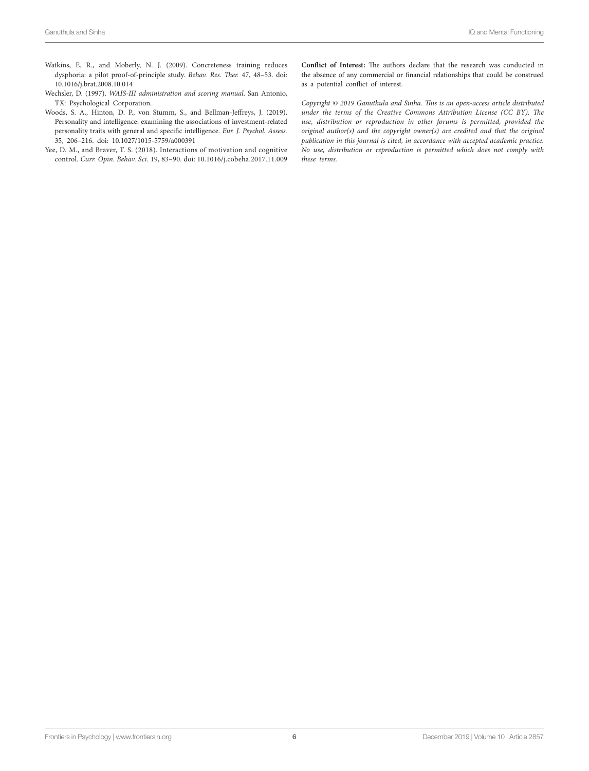Watkins, E. R., and Moberly, N. J. (2009). Concreteness training reduces dysphoria: a pilot proof-of-principle study. *Behav. Res. Ther.* 47, 48–53. doi: 10.1016/j.brat.2008.10.014

Wechsler, D. (1997). *WAIS-III administration and scoring manual*. San Antonio, TX: Psychological Corporation.

Woods, S. A., Hinton, D. P., von Stumm, S., and Bellman-Jeffreys, J. (2019). Personality and intelligence: examining the associations of investment-related personality traits with general and specific intelligence. *Eur. J. Psychol. Assess.* 35, 206–216. doi: 10.1027/1015-5759/a000391

Yee, D. M., and Braver, T. S. (2018). Interactions of motivation and cognitive control. *Curr. Opin. Behav. Sci.* 19, 83–90. doi: 10.1016/j.cobeha.2017.11.009

**Conflict of Interest:** The authors declare that the research was conducted in the absence of any commercial or financial relationships that could be construed as a potential conflict of interest.

*Copyright © 2019 Ganuthula and Sinha. This is an open-access article distributed under the terms of the Creative Commons Attribution License (CC BY). The use, distribution or reproduction in other forums is permitted, provided the original author(s) and the copyright owner(s) are credited and that the original publication in this journal is cited, in accordance with accepted academic practice. No use, distribution or reproduction is permitted which does not comply with these terms.*